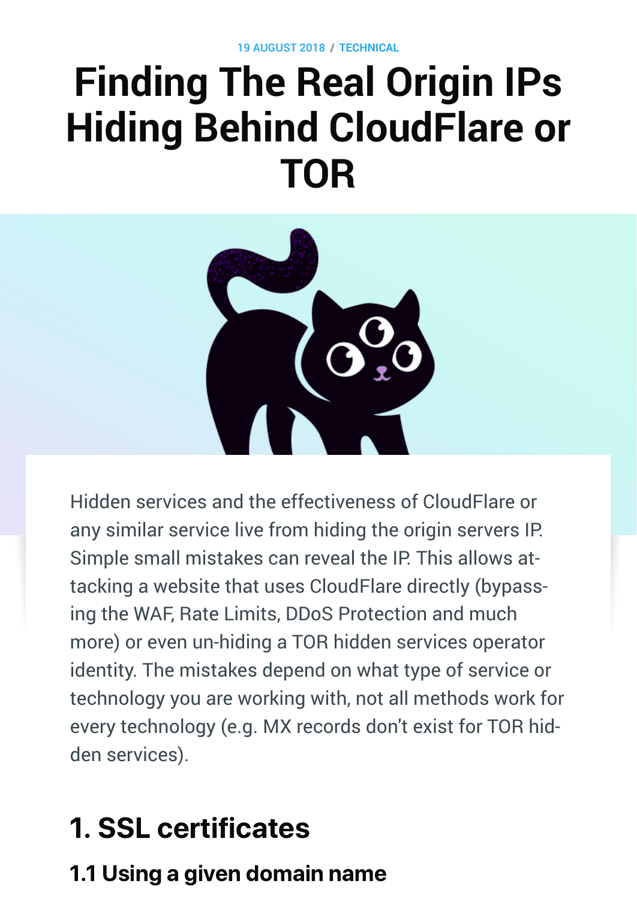19 AUGUST 2018 / TECHNICAL

# Finding The Real Origin IPs Hiding Behind CloudFlare or TOR

Hidden services and the effectiveness of CloudFlare or any similar service live from hiding the origin servers IP. Simple small mistakes can reveal the IP. This allows attacking a website that uses CloudFlare directly (bypassing the WAF, Rate Limits, DDoS Protection and much more) or even un-hiding a TOR hidden services operator identity. The mistakes depend on what type of service or technology you are working with, not all methods work for every technology (e.g. MX records don't exist for TOR hidden services).

## 1. SSL certificates

### 1.1 Using a given domain name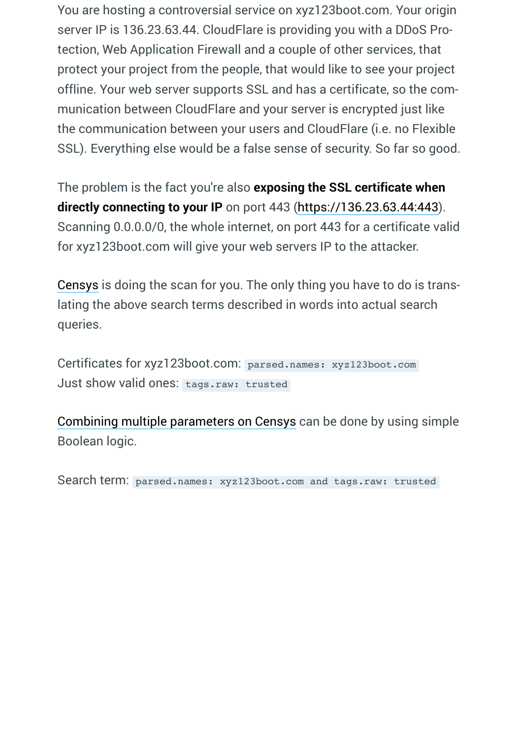You are hosting a controversial service on xyz123boot.com. Your origin server IP is 136.23.63.44. CloudFlare is providing you with a DDoS Protection, Web Application Firewall and a couple of other services, that protect your project from the people, that would like to see your project offline. Your web server supports SSL and has a certificate, so the communication between CloudFlare and your server is encrypted just like the communication between your users and CloudFlare (i.e. no Flexible SSL). Everything else would be a false sense of security. So far so good.

The problem is the fact you're also **exposing the SSL certificate when directly connecting to your IP** on port 443 (https://136.23.63.44:443). Scanning 0.0.0.0/0, the whole internet, on port 443 for a certificate valid for xyz123boot.com will give your web servers IP to the attacker.

Censys is doing the scan for you. The only thing you have to do is translating the above search terms described in words into actual search queries.

Certificates for xyz123boot.com: `parsed.names: xyz123boot.com`
Just show valid ones: `tags.raw: trusted`

Combining multiple parameters on Censys can be done by using simple Boolean logic.

Search term: `parsed.names: xyz123boot.com and tags.raw: trusted`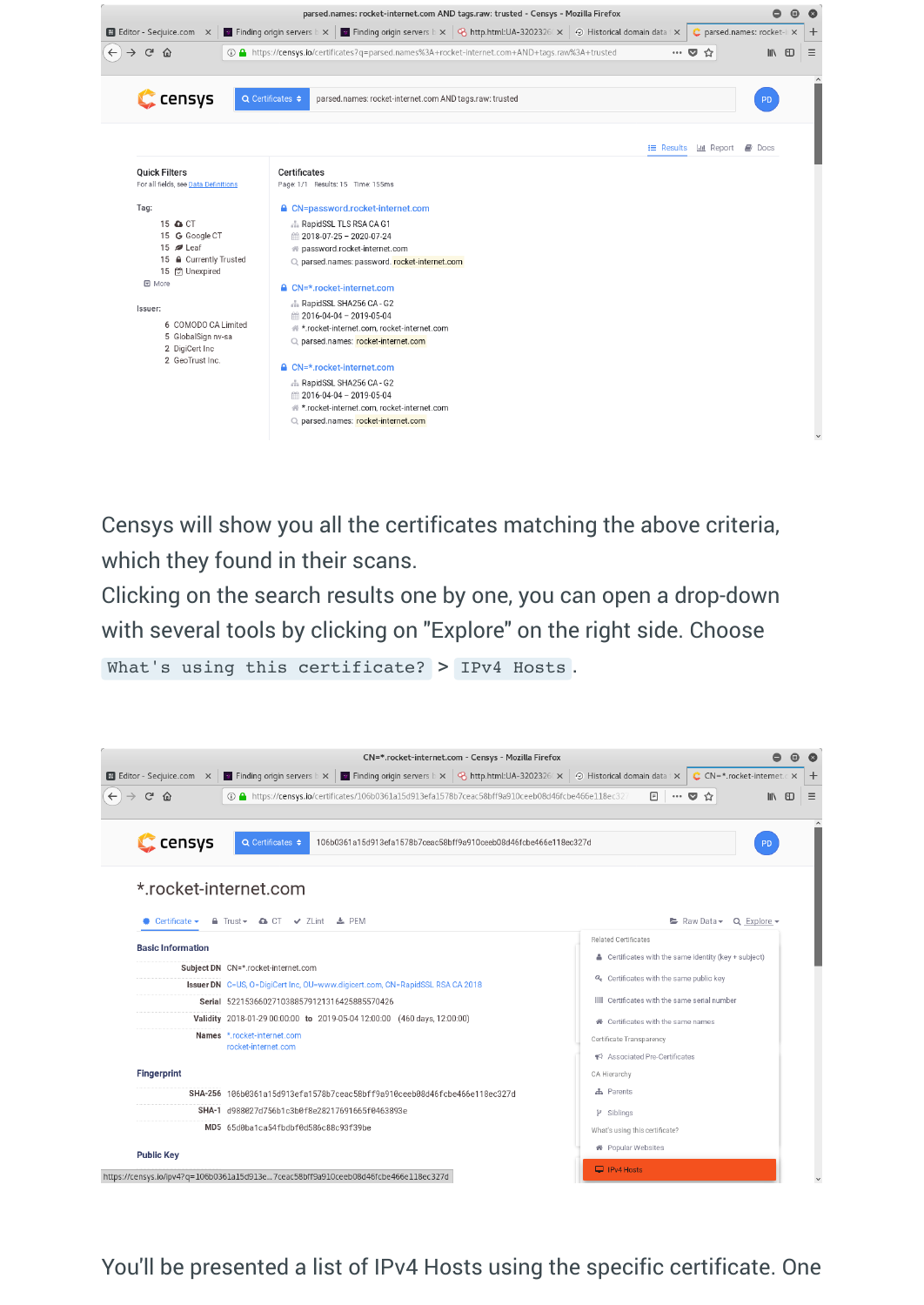Censys will show you all the certificates matching the above criteria, which they found in their scans.

Clicking on the search results one by one, you can open a drop-down with several tools by clicking on "Explore" on the right side. Choose `What's using this certificate?` > `IPv4 Hosts`.

You'll be presented a list of IPv4 Hosts using the specific certificate. One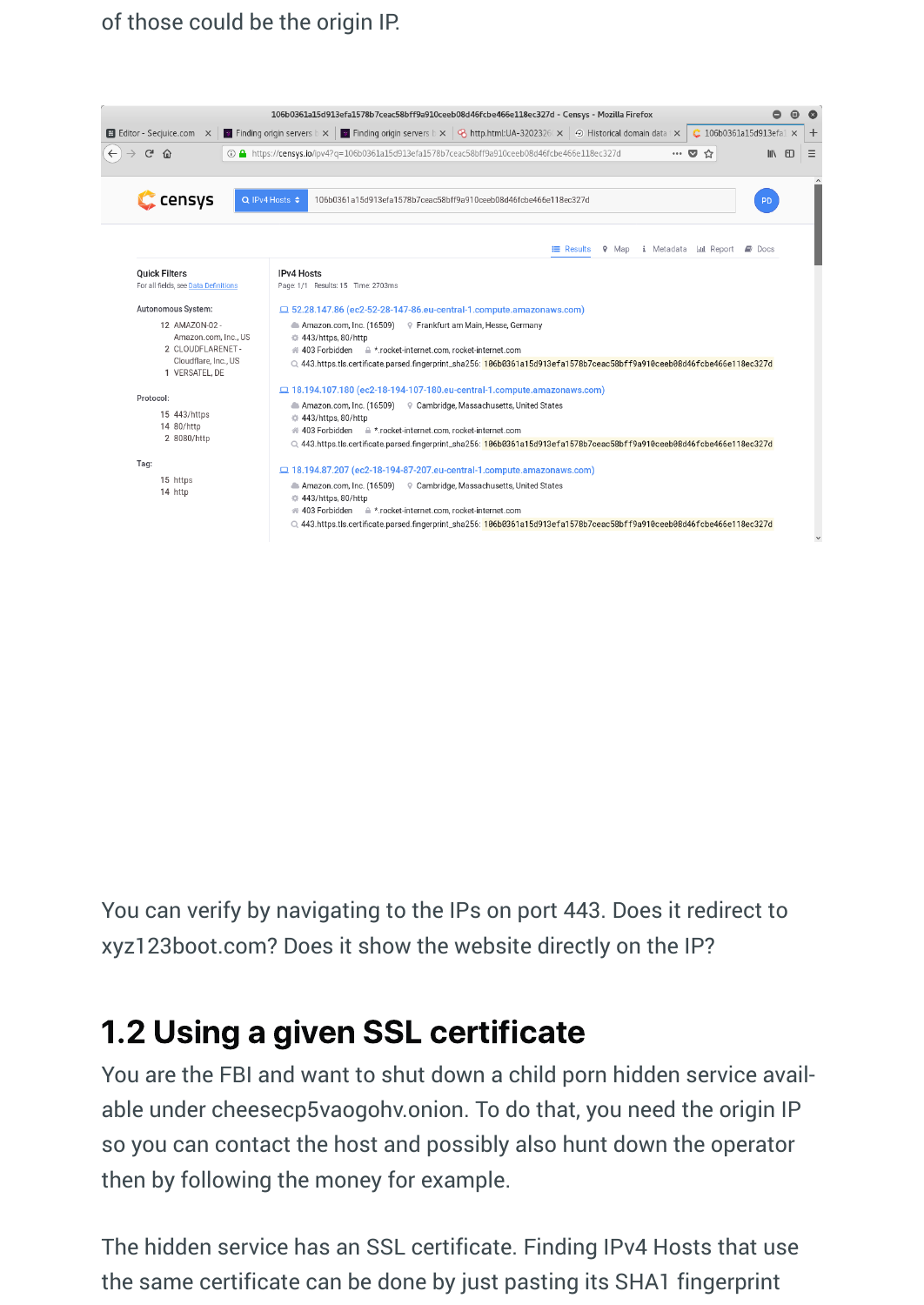of those could be the origin IP.

You can verify by navigating to the IPs on port 443. Does it redirect to xyz123boot.com? Does it show the website directly on the IP?

## 1.2 Using a given SSL certificate

You are the FBI and want to shut down a child porn hidden service available under cheesecp5vaogohv.onion. To do that, you need the origin IP so you can contact the host and possibly also hunt down the operator then by following the money for example.

The hidden service has an SSL certificate. Finding IPv4 Hosts that use the same certificate can be done by just pasting its SHA1 fingerprint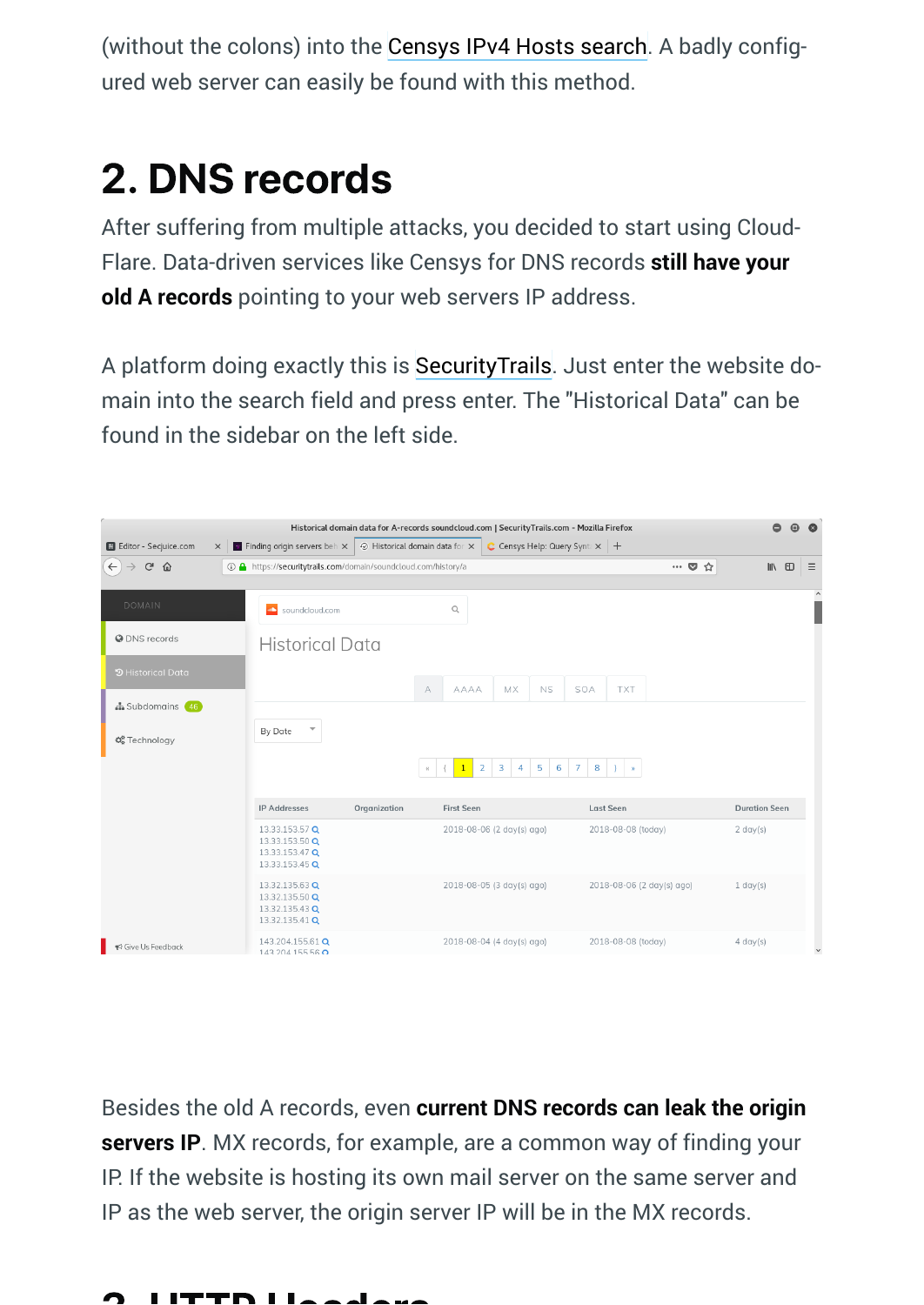(without the colons) into the Censys IPv4 Hosts search. A badly configured web server can easily be found with this method.

## 2. DNS records

After suffering from multiple attacks, you decided to start using CloudFlare. Data-driven services like Censys for DNS records **still have your old A records** pointing to your web servers IP address.

A platform doing exactly this is SecurityTrails. Just enter the website domain into the search field and press enter. The "Historical Data" can be found in the sidebar on the left side.

Besides the old A records, even **current DNS records can leak the origin servers IP**. MX records, for example, are a common way of finding your IP. If the website is hosting its own mail server on the same server and IP as the web server, the origin server IP will be in the MX records.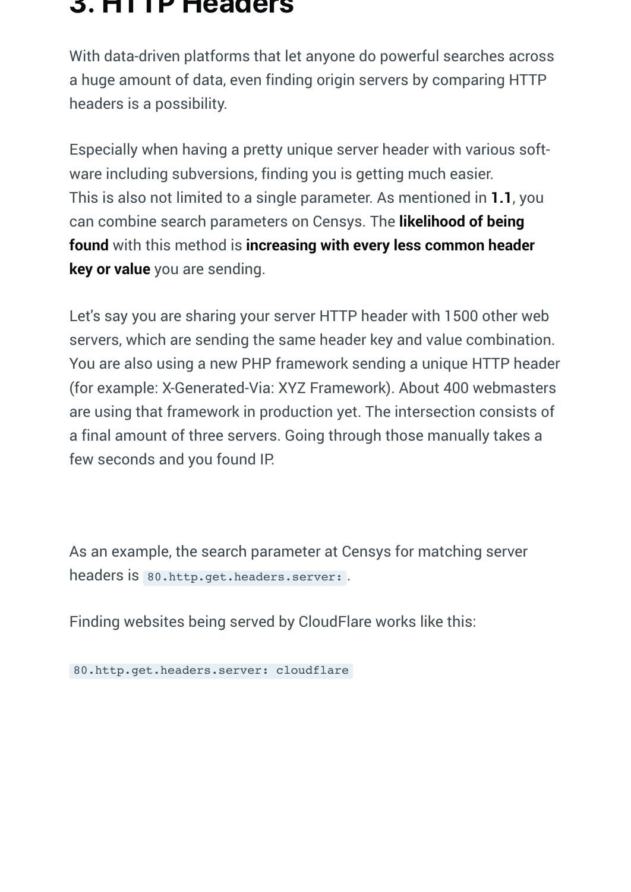# 3. HTTP Headers

With data-driven platforms that let anyone do powerful searches across a huge amount of data, even finding origin servers by comparing HTTP headers is a possibility.

Especially when having a pretty unique server header with various software including subversions, finding you is getting much easier.
This is also not limited to a single parameter. As mentioned in **1.1**, you can combine search parameters on Censys. The **likelihood of being found** with this method is **increasing with every less common header key or value** you are sending.

Let's say you are sharing your server HTTP header with 1500 other web servers, which are sending the same header key and value combination. You are also using a new PHP framework sending a unique HTTP header (for example: X-Generated-Via: XYZ Framework). About 400 webmasters are using that framework in production yet. The intersection consists of a final amount of three servers. Going through those manually takes a few seconds and you found IP.

As an example, the search parameter at Censys for matching server headers is `80.http.get.headers.server:`.

Finding websites being served by CloudFlare works like this:

```
80.http.get.headers.server: cloudflare
```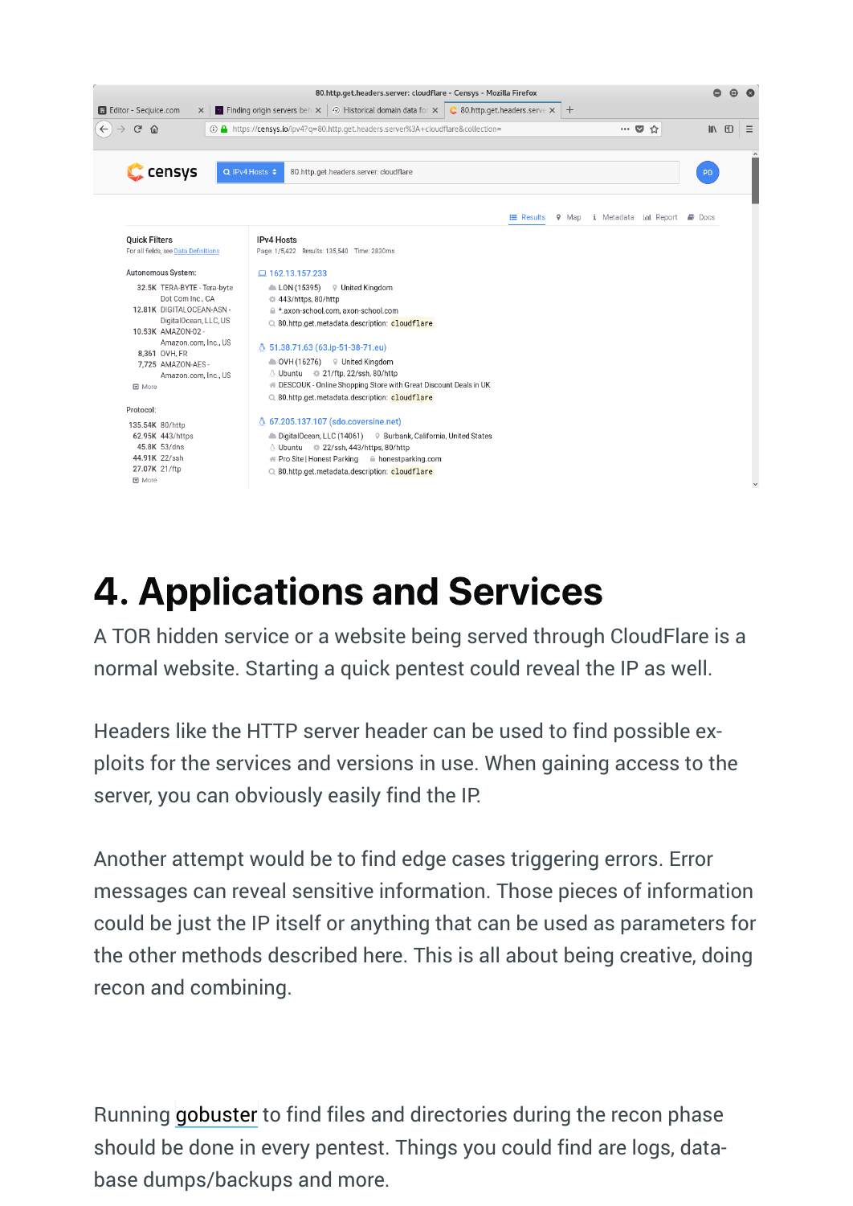# 4. Applications and Services

A TOR hidden service or a website being served through CloudFlare is a normal website. Starting a quick pentest could reveal the IP as well.

Headers like the HTTP server header can be used to find possible exploits for the services and versions in use. When gaining access to the server, you can obviously easily find the IP.

Another attempt would be to find edge cases triggering errors. Error messages can reveal sensitive information. Those pieces of information could be just the IP itself or anything that can be used as parameters for the other methods described here. This is all about being creative, doing recon and combining.

Running gobuster to find files and directories during the recon phase should be done in every pentest. Things you could find are logs, database dumps/backups and more.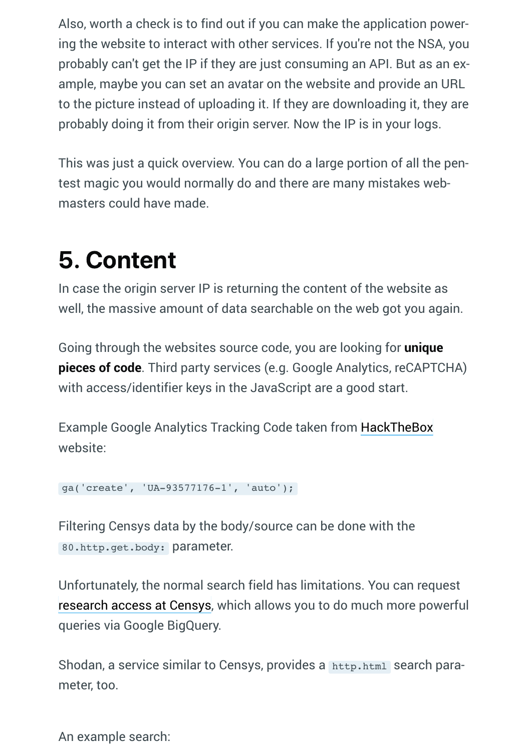Also, worth a check is to find out if you can make the application powering the website to interact with other services. If you're not the NSA, you probably can't get the IP if they are just consuming an API. But as an example, maybe you can set an avatar on the website and provide an URL to the picture instead of uploading it. If they are downloading it, they are probably doing it from their origin server. Now the IP is in your logs.

This was just a quick overview. You can do a large portion of all the pentest magic you would normally do and there are many mistakes webmasters could have made.

# 5. Content

In case the origin server IP is returning the content of the website as well, the massive amount of data searchable on the web got you again.

Going through the websites source code, you are looking for **unique pieces of code**. Third party services (e.g. Google Analytics, reCAPTCHA) with access/identifier keys in the JavaScript are a good start.

Example Google Analytics Tracking Code taken from HackTheBox website:

```
ga('create', 'UA-93577176-1', 'auto');
```

Filtering Censys data by the body/source can be done with the `80.http.get.body:` parameter.

Unfortunately, the normal search field has limitations. You can request research access at Censys, which allows you to do much more powerful queries via Google BigQuery.

Shodan, a service similar to Censys, provides a `http.html` search parameter, too.

An example search: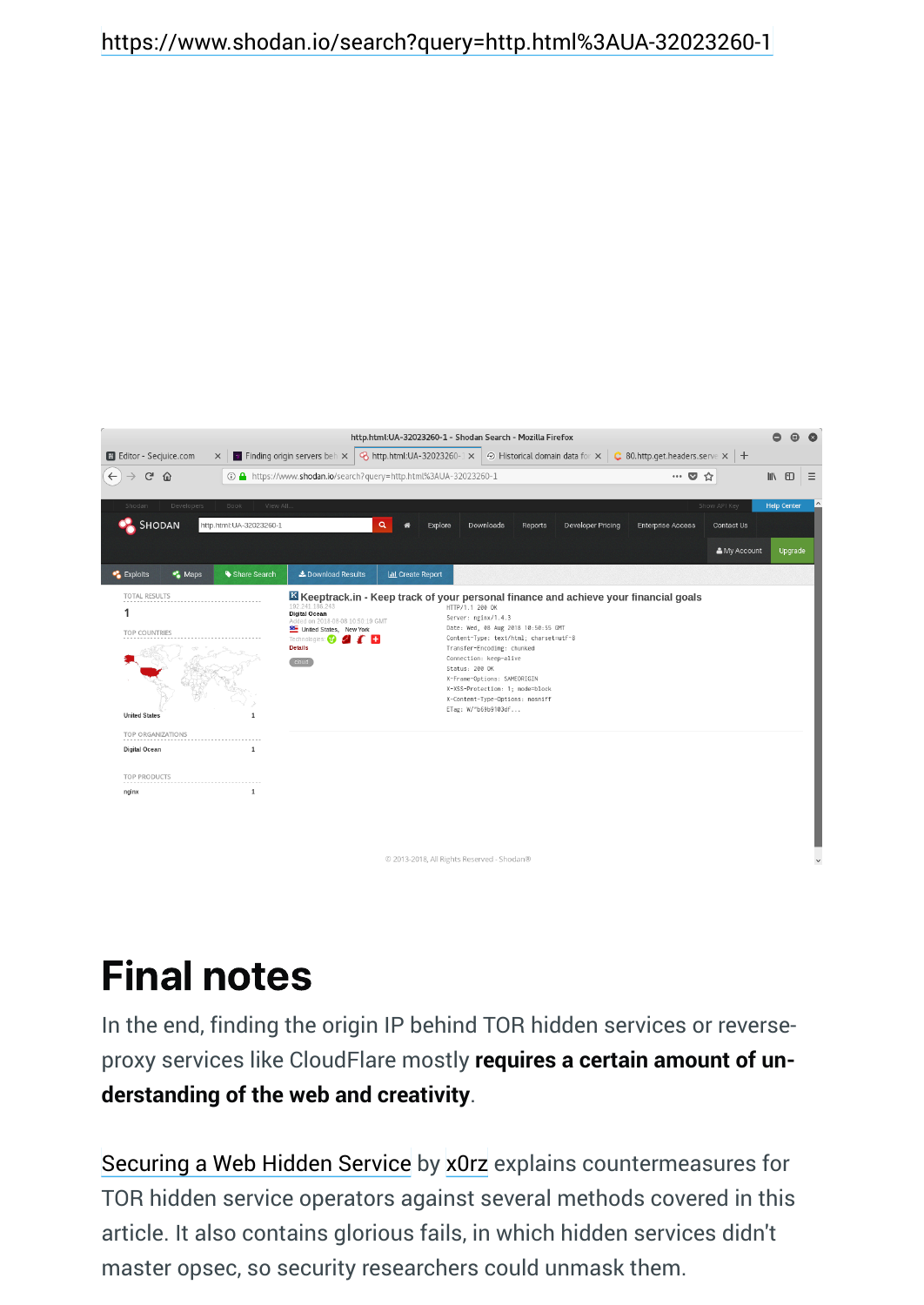https://www.shodan.io/search?query=http.html%3AUA-32023260-1

# Final notes

In the end, finding the origin IP behind TOR hidden services or reverse-proxy services like CloudFlare mostly **requires a certain amount of understanding of the web and creativity**.

Securing a Web Hidden Service by x0rz explains countermeasures for TOR hidden service operators against several methods covered in this article. It also contains glorious fails, in which hidden services didn't master opsec, so security researchers could unmask them.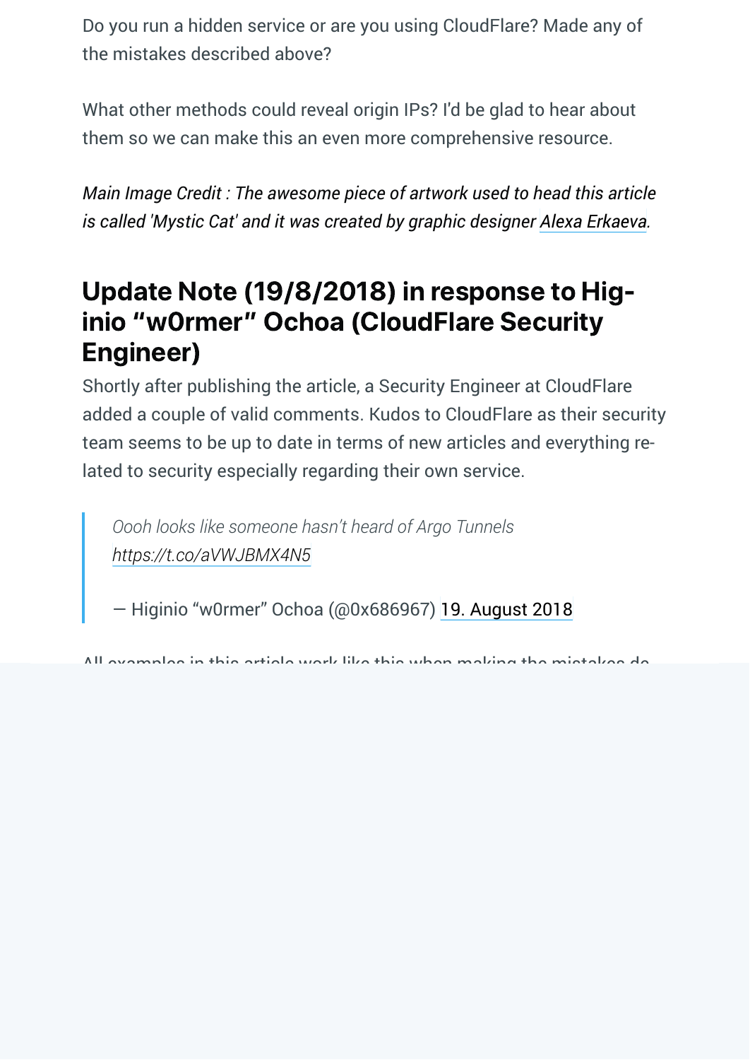Do you run a hidden service or are you using CloudFlare? Made any of the mistakes described above?

What other methods could reveal origin IPs? I'd be glad to hear about them so we can make this an even more comprehensive resource.

*Main Image Credit : The awesome piece of artwork used to head this article is called 'Mystic Cat' and it was created by graphic designer Alexa Erkaeva.*

## Update Note (19/8/2018) in response to Higinio "w0rmer" Ochoa (CloudFlare Security Engineer)

Shortly after publishing the article, a Security Engineer at CloudFlare added a couple of valid comments. Kudos to CloudFlare as their security team seems to be up to date in terms of new articles and everything related to security especially regarding their own service.

> *Oooh looks like someone hasn't heard of Argo Tunnels https://t.co/aVWJBMX4N5*
>
> — Higinio "w0rmer" Ochoa (@0x686967) 19. August 2018